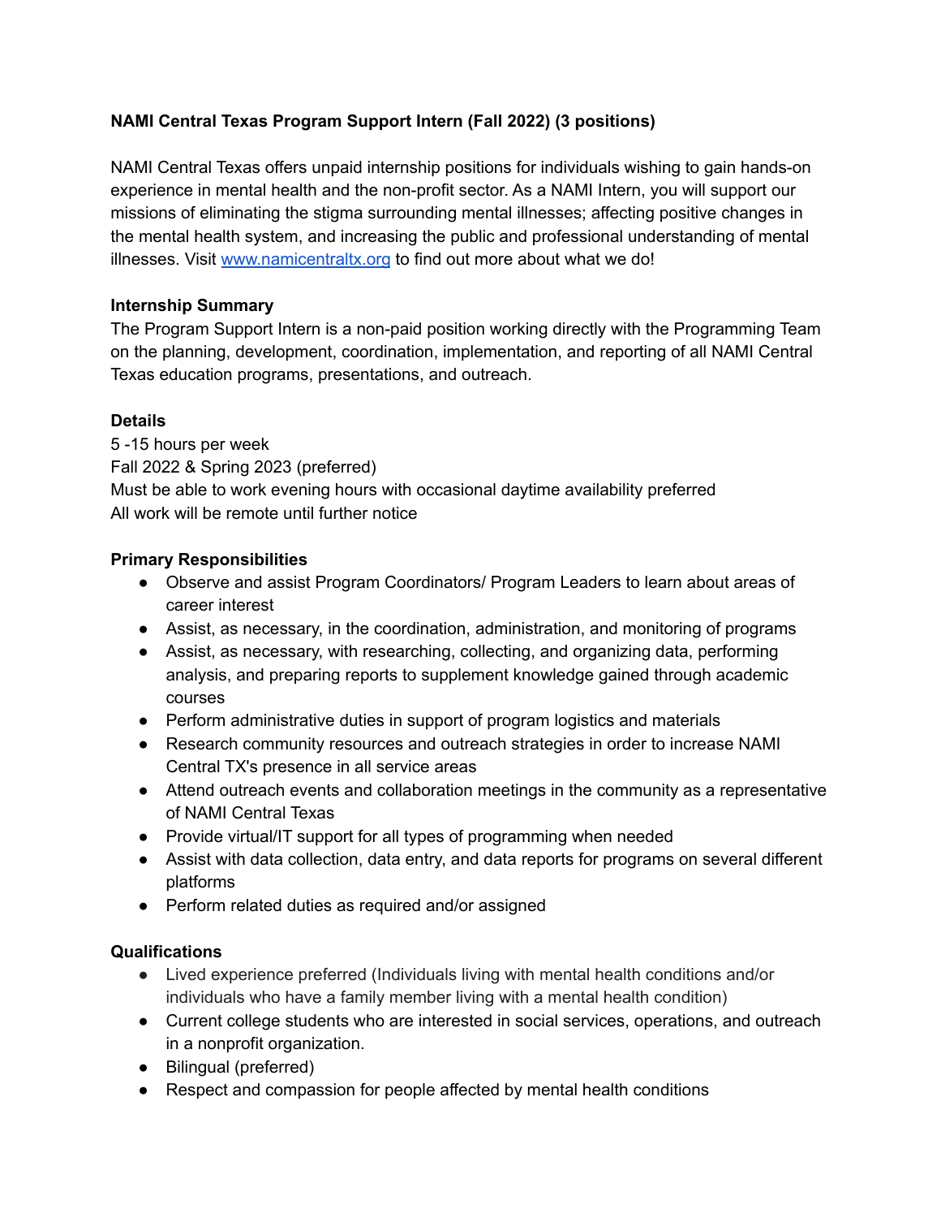**NAMI Central Texas Program Support Intern (Fall 2022) (3 positions)**

NAMI Central Texas offers unpaid internship positions for individuals wishing to gain hands-on experience in mental health and the non-profit sector. As a NAMI Intern, you will support our missions of eliminating the stigma surrounding mental illnesses; affecting positive changes in the mental health system, and increasing the public and professional understanding of mental illnesses. Visit [www.namicentraltx.org](http://www.namicentraltx.org) to find out more about what we do!

**Internship Summary**

The Program Support Intern is a non-paid position working directly with the Programming Team on the planning, development, coordination, implementation, and reporting of all NAMI Central Texas education programs, presentations, and outreach.

**Details**

5 -15 hours per week
Fall 2022 & Spring 2023 (preferred)
Must be able to work evening hours with occasional daytime availability preferred
All work will be remote until further notice

**Primary Responsibilities**

- Observe and assist Program Coordinators/ Program Leaders to learn about areas of career interest
- Assist, as necessary, in the coordination, administration, and monitoring of programs
- Assist, as necessary, with researching, collecting, and organizing data, performing analysis, and preparing reports to supplement knowledge gained through academic courses
- Perform administrative duties in support of program logistics and materials
- Research community resources and outreach strategies in order to increase NAMI Central TX's presence in all service areas
- Attend outreach events and collaboration meetings in the community as a representative of NAMI Central Texas
- Provide virtual/IT support for all types of programming when needed
- Assist with data collection, data entry, and data reports for programs on several different platforms
- Perform related duties as required and/or assigned

**Qualifications**

- Lived experience preferred (Individuals living with mental health conditions and/or individuals who have a family member living with a mental health condition)
- Current college students who are interested in social services, operations, and outreach in a nonprofit organization.
- Bilingual (preferred)
- Respect and compassion for people affected by mental health conditions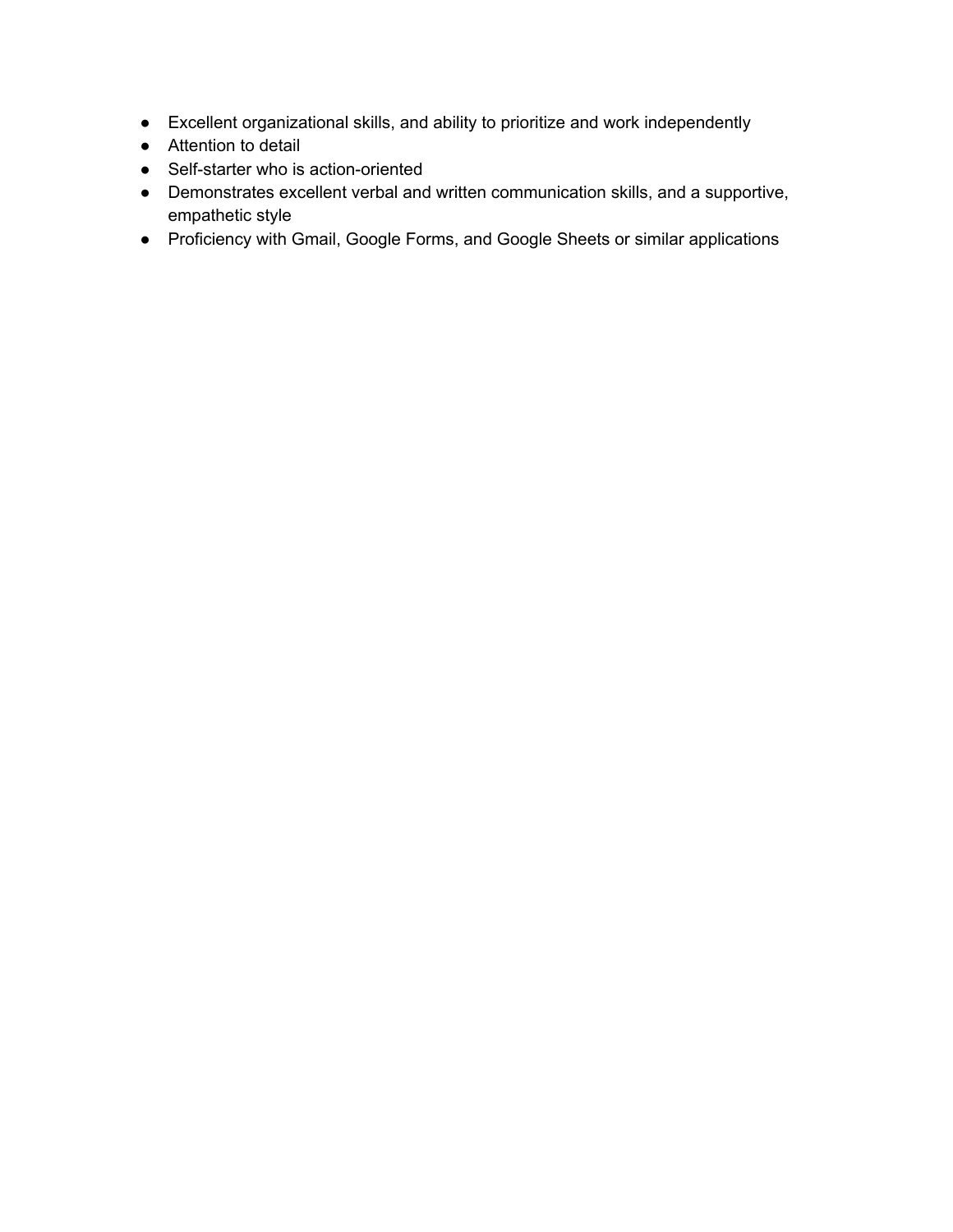- Excellent organizational skills, and ability to prioritize and work independently
- Attention to detail
- Self-starter who is action-oriented
- Demonstrates excellent verbal and written communication skills, and a supportive, empathetic style
- Proficiency with Gmail, Google Forms, and Google Sheets or similar applications